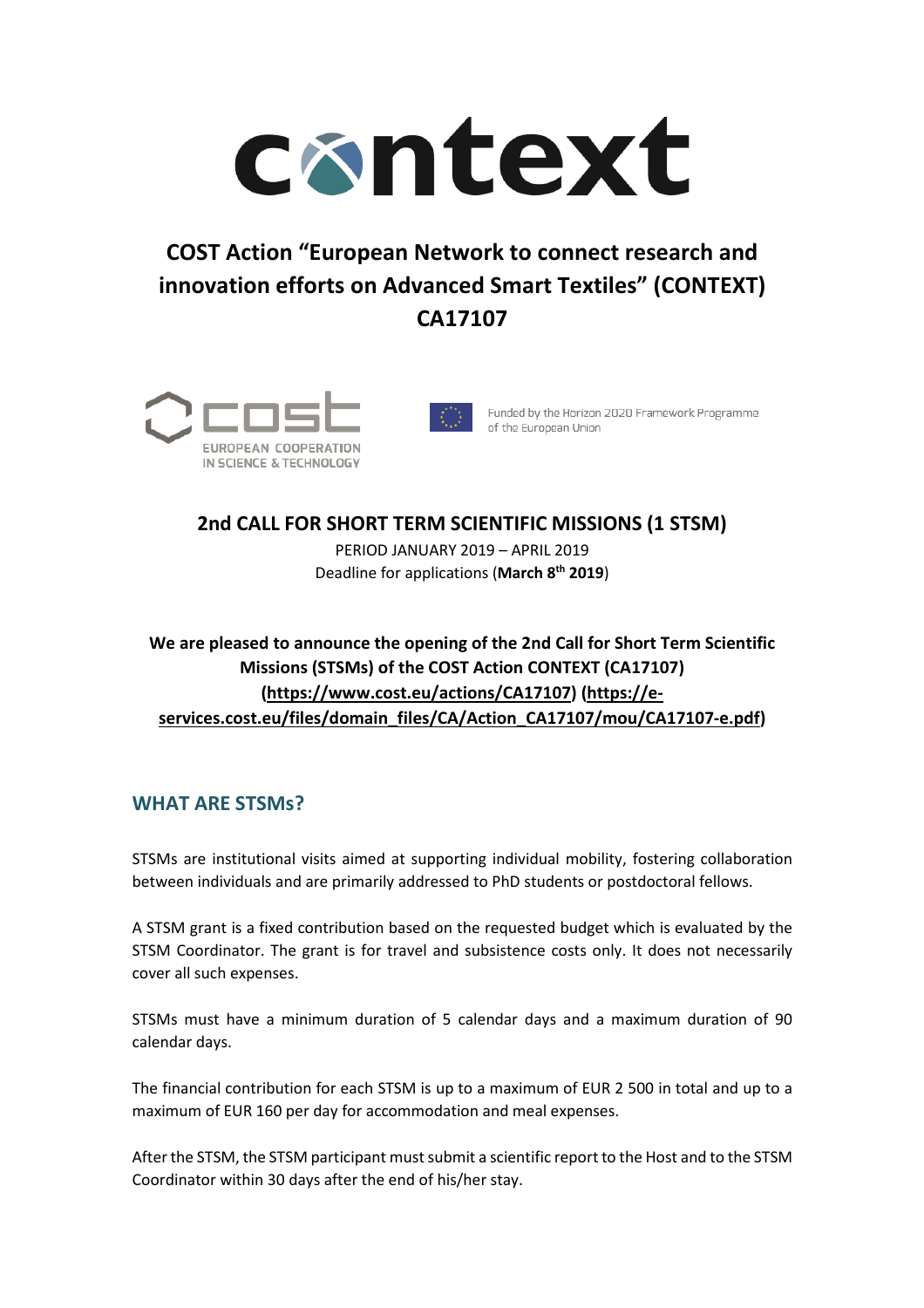# context

## COST Action "European Network to connect research and innovation efforts on Advanced Smart Textiles" (CONTEXT) CA17107

EUROPEAN COOPERATION IN SCIENCE & TECHNOLOGY

Funded by the Horizon 2020 Framework Programme of the European Union

### 2nd CALL FOR SHORT TERM SCIENTIFIC MISSIONS (1 STSM)

PERIOD JANUARY 2019 – APRIL 2019

Deadline for applications (**March 8th 2019**)

**We are pleased to announce the opening of the 2nd Call for Short Term Scientific Missions (STSMs) of the COST Action CONTEXT (CA17107) (https://www.cost.eu/actions/CA17107) (https://e-services.cost.eu/files/domain_files/CA/Action_CA17107/mou/CA17107-e.pdf)**

## WHAT ARE STSMs?

STSMs are institutional visits aimed at supporting individual mobility, fostering collaboration between individuals and are primarily addressed to PhD students or postdoctoral fellows.

A STSM grant is a fixed contribution based on the requested budget which is evaluated by the STSM Coordinator. The grant is for travel and subsistence costs only. It does not necessarily cover all such expenses.

STSMs must have a minimum duration of 5 calendar days and a maximum duration of 90 calendar days.

The financial contribution for each STSM is up to a maximum of EUR 2 500 in total and up to a maximum of EUR 160 per day for accommodation and meal expenses.

After the STSM, the STSM participant must submit a scientific report to the Host and to the STSM Coordinator within 30 days after the end of his/her stay.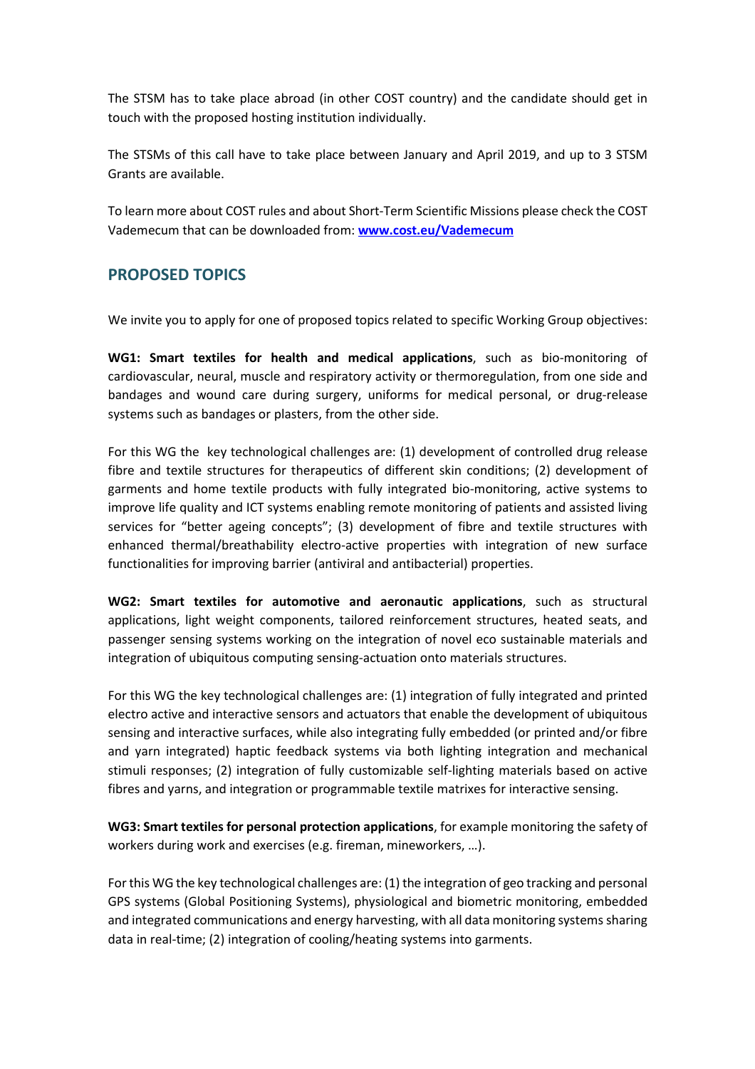The STSM has to take place abroad (in other COST country) and the candidate should get in touch with the proposed hosting institution individually.

The STSMs of this call have to take place between January and April 2019, and up to 3 STSM Grants are available.

To learn more about COST rules and about Short-Term Scientific Missions please check the COST Vademecum that can be downloaded from: **[www.cost.eu/Vademecum](http://www.cost.eu/Vademecum)**

## PROPOSED TOPICS

We invite you to apply for one of proposed topics related to specific Working Group objectives:

**WG1: Smart textiles for health and medical applications**, such as bio-monitoring of cardiovascular, neural, muscle and respiratory activity or thermoregulation, from one side and bandages and wound care during surgery, uniforms for medical personal, or drug-release systems such as bandages or plasters, from the other side.

For this WG the key technological challenges are: (1) development of controlled drug release fibre and textile structures for therapeutics of different skin conditions; (2) development of garments and home textile products with fully integrated bio-monitoring, active systems to improve life quality and ICT systems enabling remote monitoring of patients and assisted living services for "better ageing concepts"; (3) development of fibre and textile structures with enhanced thermal/breathability electro-active properties with integration of new surface functionalities for improving barrier (antiviral and antibacterial) properties.

**WG2: Smart textiles for automotive and aeronautic applications**, such as structural applications, light weight components, tailored reinforcement structures, heated seats, and passenger sensing systems working on the integration of novel eco sustainable materials and integration of ubiquitous computing sensing-actuation onto materials structures.

For this WG the key technological challenges are: (1) integration of fully integrated and printed electro active and interactive sensors and actuators that enable the development of ubiquitous sensing and interactive surfaces, while also integrating fully embedded (or printed and/or fibre and yarn integrated) haptic feedback systems via both lighting integration and mechanical stimuli responses; (2) integration of fully customizable self-lighting materials based on active fibres and yarns, and integration or programmable textile matrixes for interactive sensing.

**WG3: Smart textiles for personal protection applications**, for example monitoring the safety of workers during work and exercises (e.g. fireman, mineworkers, …).

For this WG the key technological challenges are: (1) the integration of geo tracking and personal GPS systems (Global Positioning Systems), physiological and biometric monitoring, embedded and integrated communications and energy harvesting, with all data monitoring systems sharing data in real-time; (2) integration of cooling/heating systems into garments.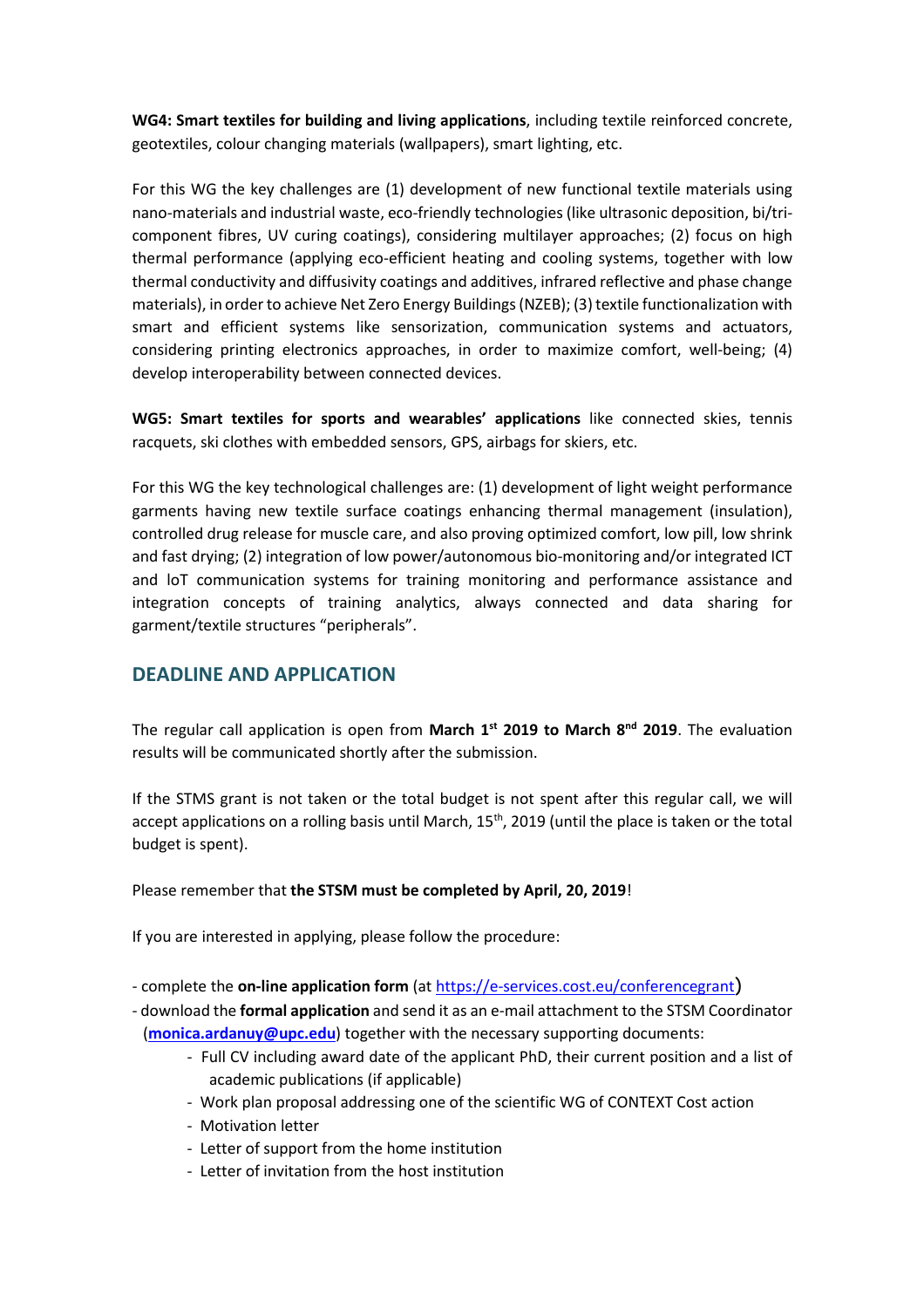**WG4: Smart textiles for building and living applications**, including textile reinforced concrete, geotextiles, colour changing materials (wallpapers), smart lighting, etc.

For this WG the key challenges are (1) development of new functional textile materials using nano-materials and industrial waste, eco-friendly technologies (like ultrasonic deposition, bi/tri-component fibres, UV curing coatings), considering multilayer approaches; (2) focus on high thermal performance (applying eco-efficient heating and cooling systems, together with low thermal conductivity and diffusivity coatings and additives, infrared reflective and phase change materials), in order to achieve Net Zero Energy Buildings (NZEB); (3) textile functionalization with smart and efficient systems like sensorization, communication systems and actuators, considering printing electronics approaches, in order to maximize comfort, well-being; (4) develop interoperability between connected devices.

**WG5: Smart textiles for sports and wearables' applications** like connected skies, tennis racquets, ski clothes with embedded sensors, GPS, airbags for skiers, etc.

For this WG the key technological challenges are: (1) development of light weight performance garments having new textile surface coatings enhancing thermal management (insulation), controlled drug release for muscle care, and also proving optimized comfort, low pill, low shrink and fast drying; (2) integration of low power/autonomous bio-monitoring and/or integrated ICT and loT communication systems for training monitoring and performance assistance and integration concepts of training analytics, always connected and data sharing for garment/textile structures "peripherals".

## DEADLINE AND APPLICATION

The regular call application is open from **March 1st 2019 to March 8nd 2019**. The evaluation results will be communicated shortly after the submission.

If the STMS grant is not taken or the total budget is not spent after this regular call, we will accept applications on a rolling basis until March, 15th, 2019 (until the place is taken or the total budget is spent).

Please remember that **the STSM must be completed by April, 20, 2019**!

If you are interested in applying, please follow the procedure:

- complete the **on-line application form** (at https://e-services.cost.eu/conferencegrant)
- download the **formal application** and send it as an e-mail attachment to the STSM Coordinator (**monica.ardanuy@upc.edu**) together with the necessary supporting documents:
  - Full CV including award date of the applicant PhD, their current position and a list of academic publications (if applicable)
  - Work plan proposal addressing one of the scientific WG of CONTEXT Cost action
  - Motivation letter
  - Letter of support from the home institution
  - Letter of invitation from the host institution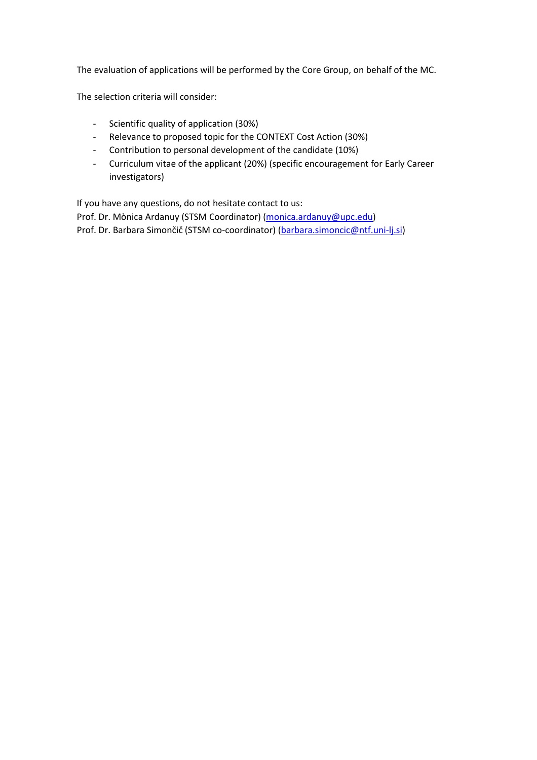The evaluation of applications will be performed by the Core Group, on behalf of the MC.

The selection criteria will consider:

- Scientific quality of application (30%)
- Relevance to proposed topic for the CONTEXT Cost Action (30%)
- Contribution to personal development of the candidate (10%)
- Curriculum vitae of the applicant (20%) (specific encouragement for Early Career investigators)

If you have any questions, do not hesitate contact to us:
Prof. Dr. Mònica Ardanuy (STSM Coordinator) (monica.ardanuy@upc.edu)
Prof. Dr. Barbara Simončič (STSM co-coordinator) (barbara.simoncic@ntf.uni-lj.si)